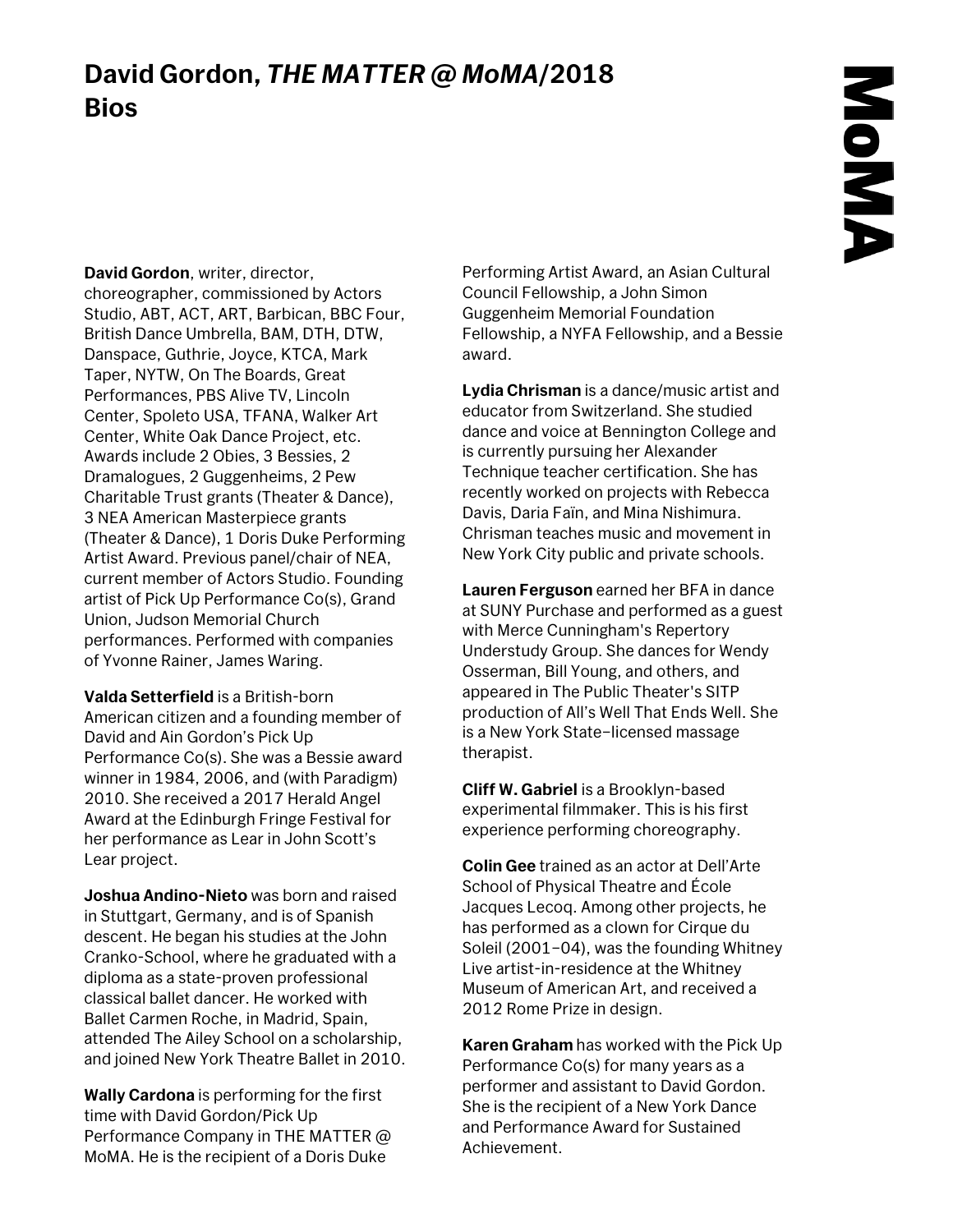# David Gordon, *THE MATTER @ MoMA*/2018
# Bios

**David Gordon**, writer, director, choreographer, commissioned by Actors Studio, ABT, ACT, ART, Barbican, BBC Four, British Dance Umbrella, BAM, DTH, DTW, Danspace, Guthrie, Joyce, KTCA, Mark Taper, NYTW, On The Boards, Great Performances, PBS Alive TV, Lincoln Center, Spoleto USA, TFANA, Walker Art Center, White Oak Dance Project, etc. Awards include 2 Obies, 3 Bessies, 2 Dramalogues, 2 Guggenheims, 2 Pew Charitable Trust grants (Theater & Dance), 3 NEA American Masterpiece grants (Theater & Dance), 1 Doris Duke Performing Artist Award. Previous panel/chair of NEA, current member of Actors Studio. Founding artist of Pick Up Performance Co(s), Grand Union, Judson Memorial Church performances. Performed with companies of Yvonne Rainer, James Waring.

**Valda Setterfield** is a British-born American citizen and a founding member of David and Ain Gordon's Pick Up Performance Co(s). She was a Bessie award winner in 1984, 2006, and (with Paradigm) 2010. She received a 2017 Herald Angel Award at the Edinburgh Fringe Festival for her performance as Lear in John Scott's Lear project.

**Joshua Andino-Nieto** was born and raised in Stuttgart, Germany, and is of Spanish descent. He began his studies at the John Cranko-School, where he graduated with a diploma as a state-proven professional classical ballet dancer. He worked with Ballet Carmen Roche, in Madrid, Spain, attended The Ailey School on a scholarship, and joined New York Theatre Ballet in 2010.

**Wally Cardona** is performing for the first time with David Gordon/Pick Up Performance Company in THE MATTER @ MoMA. He is the recipient of a Doris Duke Performing Artist Award, an Asian Cultural Council Fellowship, a John Simon Guggenheim Memorial Foundation Fellowship, a NYFA Fellowship, and a Bessie award.

**Lydia Chrisman** is a dance/music artist and educator from Switzerland. She studied dance and voice at Bennington College and is currently pursuing her Alexander Technique teacher certification. She has recently worked on projects with Rebecca Davis, Daria Faïn, and Mina Nishimura. Chrisman teaches music and movement in New York City public and private schools.

**Lauren Ferguson** earned her BFA in dance at SUNY Purchase and performed as a guest with Merce Cunningham's Repertory Understudy Group. She dances for Wendy Osserman, Bill Young, and others, and appeared in The Public Theater's SITP production of All's Well That Ends Well. She is a New York State–licensed massage therapist.

**Cliff W. Gabriel** is a Brooklyn-based experimental filmmaker. This is his first experience performing choreography.

**Colin Gee** trained as an actor at Dell'Arte School of Physical Theatre and École Jacques Lecoq. Among other projects, he has performed as a clown for Cirque du Soleil (2001–04), was the founding Whitney Live artist-in-residence at the Whitney Museum of American Art, and received a 2012 Rome Prize in design.

**Karen Graham** has worked with the Pick Up Performance Co(s) for many years as a performer and assistant to David Gordon. She is the recipient of a New York Dance and Performance Award for Sustained Achievement.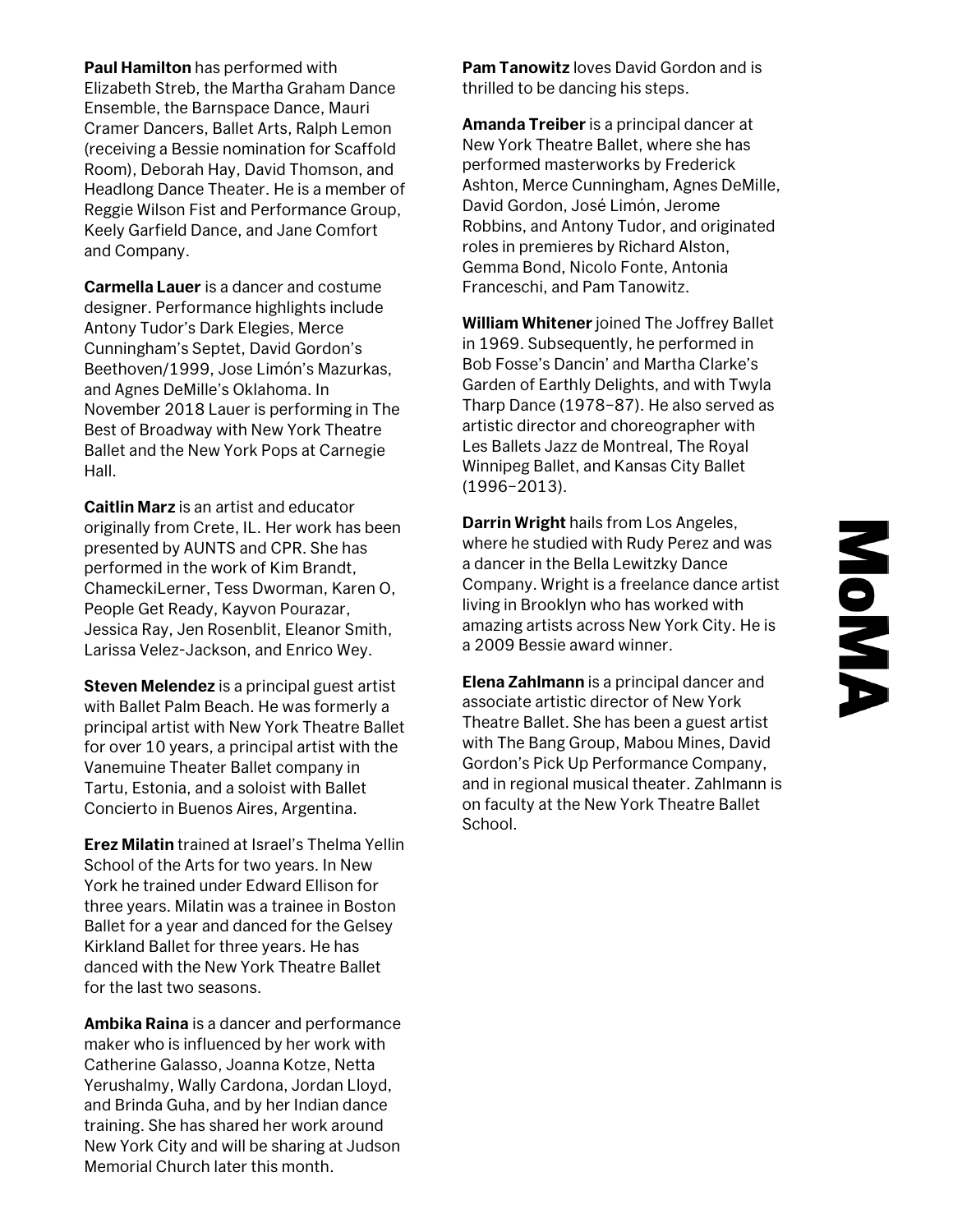**Paul Hamilton** has performed with Elizabeth Streb, the Martha Graham Dance Ensemble, the Barnspace Dance, Mauri Cramer Dancers, Ballet Arts, Ralph Lemon (receiving a Bessie nomination for Scaffold Room), Deborah Hay, David Thomson, and Headlong Dance Theater. He is a member of Reggie Wilson Fist and Performance Group, Keely Garfield Dance, and Jane Comfort and Company.

**Carmella Lauer** is a dancer and costume designer. Performance highlights include Antony Tudor's Dark Elegies, Merce Cunningham's Septet, David Gordon's Beethoven/1999, Jose Limón's Mazurkas, and Agnes DeMille's Oklahoma. In November 2018 Lauer is performing in The Best of Broadway with New York Theatre Ballet and the New York Pops at Carnegie Hall.

**Caitlin Marz** is an artist and educator originally from Crete, IL. Her work has been presented by AUNTS and CPR. She has performed in the work of Kim Brandt, ChameckiLerner, Tess Dworman, Karen O, People Get Ready, Kayvon Pourazar, Jessica Ray, Jen Rosenblit, Eleanor Smith, Larissa Velez-Jackson, and Enrico Wey.

**Steven Melendez** is a principal guest artist with Ballet Palm Beach. He was formerly a principal artist with New York Theatre Ballet for over 10 years, a principal artist with the Vanemuine Theater Ballet company in Tartu, Estonia, and a soloist with Ballet Concierto in Buenos Aires, Argentina.

**Erez Milatin** trained at Israel's Thelma Yellin School of the Arts for two years. In New York he trained under Edward Ellison for three years. Milatin was a trainee in Boston Ballet for a year and danced for the Gelsey Kirkland Ballet for three years. He has danced with the New York Theatre Ballet for the last two seasons.

**Ambika Raina** is a dancer and performance maker who is influenced by her work with Catherine Galasso, Joanna Kotze, Netta Yerushalmy, Wally Cardona, Jordan Lloyd, and Brinda Guha, and by her Indian dance training. She has shared her work around New York City and will be sharing at Judson Memorial Church later this month.

**Pam Tanowitz** loves David Gordon and is thrilled to be dancing his steps.

**Amanda Treiber** is a principal dancer at New York Theatre Ballet, where she has performed masterworks by Frederick Ashton, Merce Cunningham, Agnes DeMille, David Gordon, José Limón, Jerome Robbins, and Antony Tudor, and originated roles in premieres by Richard Alston, Gemma Bond, Nicolo Fonte, Antonia Franceschi, and Pam Tanowitz.

**William Whitener** joined The Joffrey Ballet in 1969. Subsequently, he performed in Bob Fosse's Dancin' and Martha Clarke's Garden of Earthly Delights, and with Twyla Tharp Dance (1978–87). He also served as artistic director and choreographer with Les Ballets Jazz de Montreal, The Royal Winnipeg Ballet, and Kansas City Ballet (1996–2013).

**Darrin Wright** hails from Los Angeles, where he studied with Rudy Perez and was a dancer in the Bella Lewitzky Dance Company. Wright is a freelance dance artist living in Brooklyn who has worked with amazing artists across New York City. He is a 2009 Bessie award winner.

**Elena Zahlmann** is a principal dancer and associate artistic director of New York Theatre Ballet. She has been a guest artist with The Bang Group, Mabou Mines, David Gordon's Pick Up Performance Company, and in regional musical theater. Zahlmann is on faculty at the New York Theatre Ballet School.